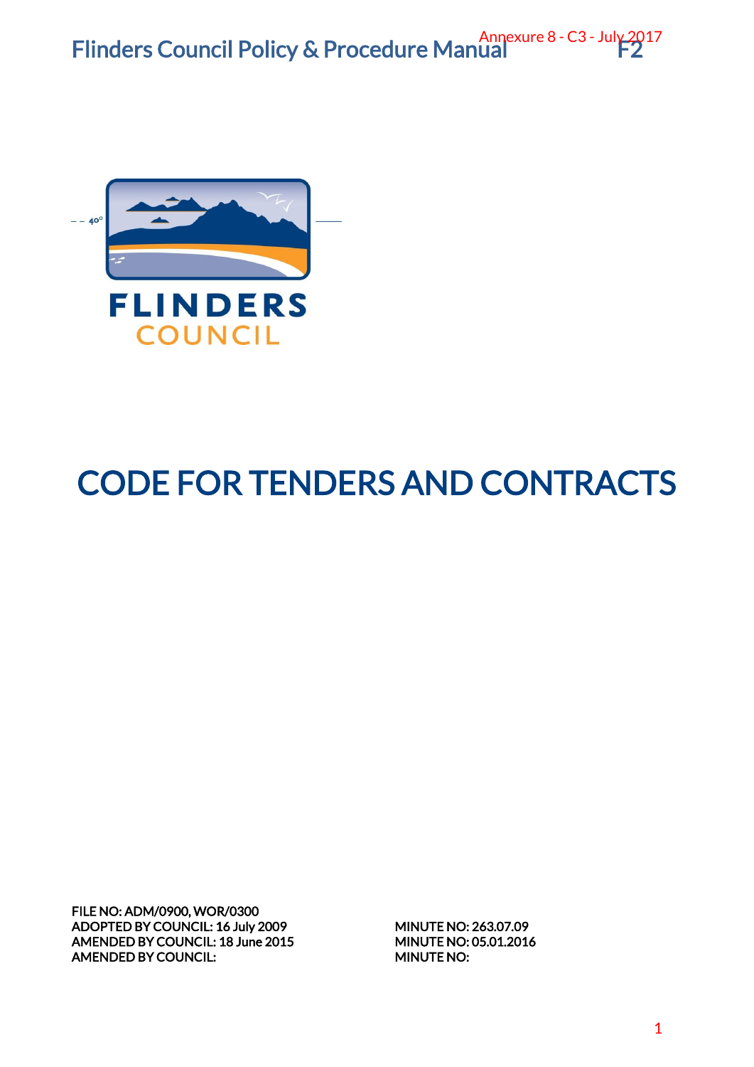Annexure 8 - C3 - July 2017

# CODE FOR TENDERS AND CONTRACTS

FILE NO: ADM/0900, WOR/0300

ADOPTED BY COUNCIL: 16 July 2009 MINUTE NO: 263.07.09

AMENDED BY COUNCIL: 18 June 2015 MINUTE NO: 05.01.2016

AMENDED BY COUNCIL: MINUTE NO: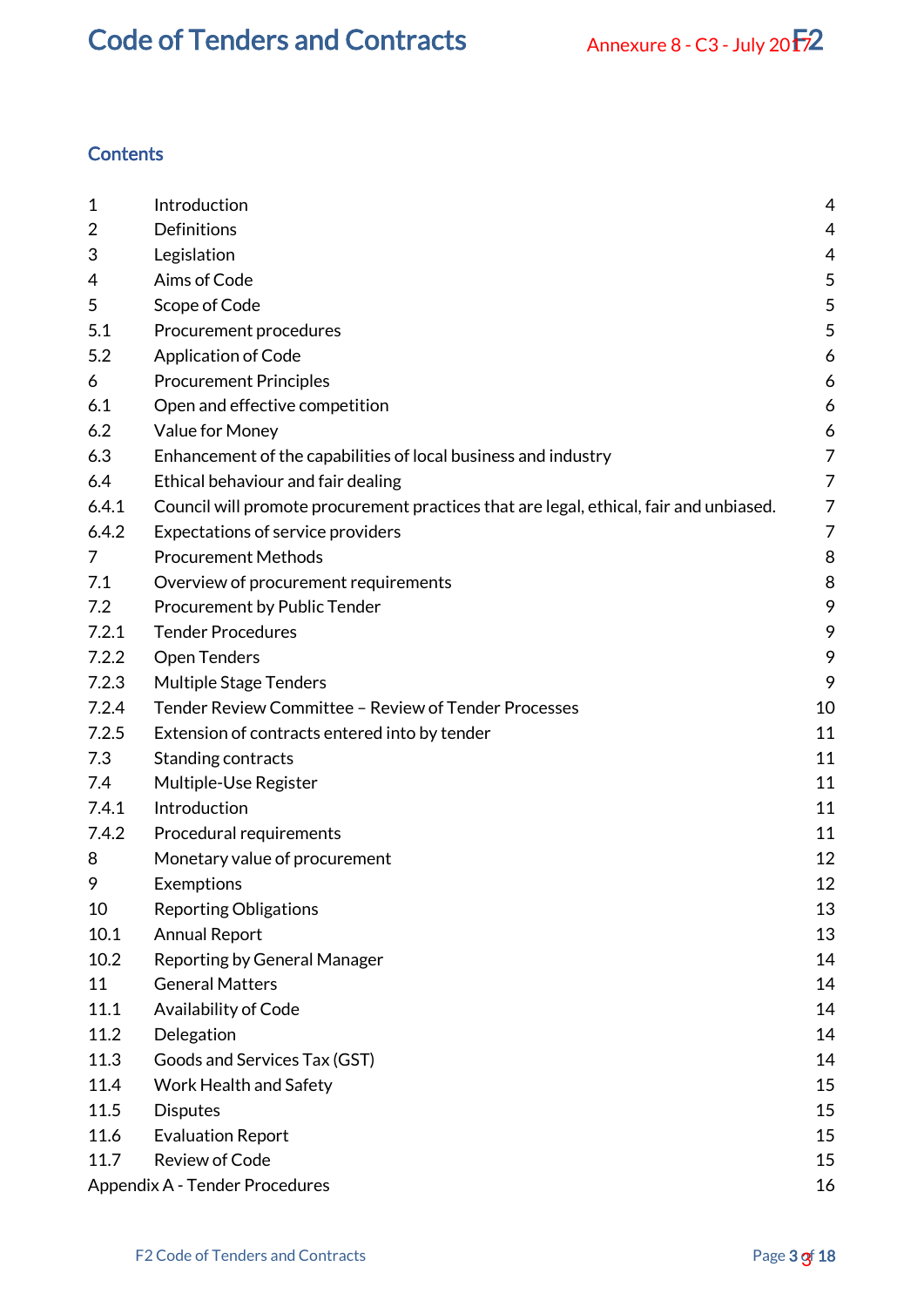# Contents

| | | |
|---|---|---|
| 1 | Introduction | 4 |
| 2 | Definitions | 4 |
| 3 | Legislation | 4 |
| 4 | Aims of Code | 5 |
| 5 | Scope of Code | 5 |
| 5.1 | Procurement procedures | 5 |
| 5.2 | Application of Code | 6 |
| 6 | Procurement Principles | 6 |
| 6.1 | Open and effective competition | 6 |
| 6.2 | Value for Money | 6 |
| 6.3 | Enhancement of the capabilities of local business and industry | 7 |
| 6.4 | Ethical behaviour and fair dealing | 7 |
| 6.4.1 | Council will promote procurement practices that are legal, ethical, fair and unbiased. | 7 |
| 6.4.2 | Expectations of service providers | 7 |
| 7 | Procurement Methods | 8 |
| 7.1 | Overview of procurement requirements | 8 |
| 7.2 | Procurement by Public Tender | 9 |
| 7.2.1 | Tender Procedures | 9 |
| 7.2.2 | Open Tenders | 9 |
| 7.2.3 | Multiple Stage Tenders | 9 |
| 7.2.4 | Tender Review Committee – Review of Tender Processes | 10 |
| 7.2.5 | Extension of contracts entered into by tender | 11 |
| 7.3 | Standing contracts | 11 |
| 7.4 | Multiple-Use Register | 11 |
| 7.4.1 | Introduction | 11 |
| 7.4.2 | Procedural requirements | 11 |
| 8 | Monetary value of procurement | 12 |
| 9 | Exemptions | 12 |
| 10 | Reporting Obligations | 13 |
| 10.1 | Annual Report | 13 |
| 10.2 | Reporting by General Manager | 14 |
| 11 | General Matters | 14 |
| 11.1 | Availability of Code | 14 |
| 11.2 | Delegation | 14 |
| 11.3 | Goods and Services Tax (GST) | 14 |
| 11.4 | Work Health and Safety | 15 |
| 11.5 | Disputes | 15 |
| 11.6 | Evaluation Report | 15 |
| 11.7 | Review of Code | 15 |
| Appendix A - Tender Procedures | | 16 |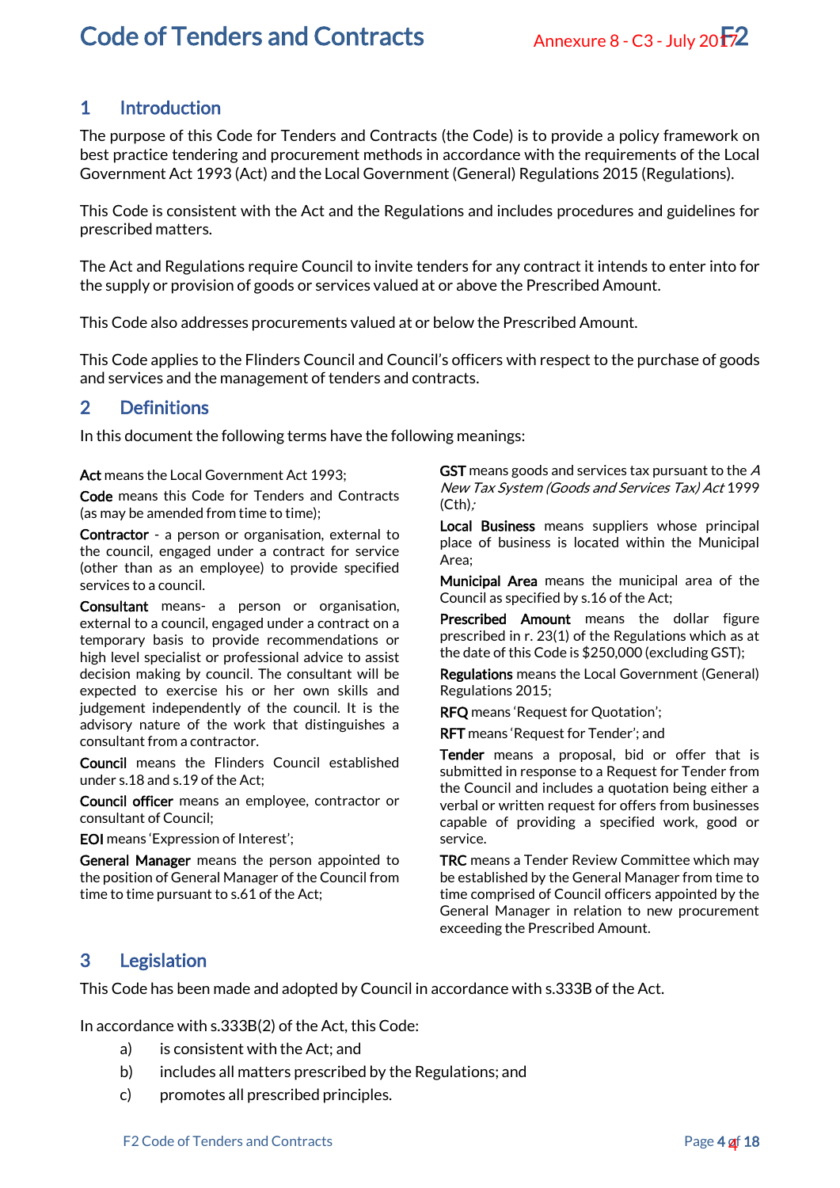## 1 Introduction

The purpose of this Code for Tenders and Contracts (the Code) is to provide a policy framework on best practice tendering and procurement methods in accordance with the requirements of the Local Government Act 1993 (Act) and the Local Government (General) Regulations 2015 (Regulations).

This Code is consistent with the Act and the Regulations and includes procedures and guidelines for prescribed matters.

The Act and Regulations require Council to invite tenders for any contract it intends to enter into for the supply or provision of goods or services valued at or above the Prescribed Amount.

This Code also addresses procurements valued at or below the Prescribed Amount.

This Code applies to the Flinders Council and Council's officers with respect to the purchase of goods and services and the management of tenders and contracts.

## 2 Definitions

In this document the following terms have the following meanings:

**Act** means the Local Government Act 1993;

**Code** means this Code for Tenders and Contracts (as may be amended from time to time);

**Contractor** - a person or organisation, external to the council, engaged under a contract for service (other than as an employee) to provide specified services to a council.

**Consultant** means- a person or organisation, external to a council, engaged under a contract on a temporary basis to provide recommendations or high level specialist or professional advice to assist decision making by council. The consultant will be expected to exercise his or her own skills and judgement independently of the council. It is the advisory nature of the work that distinguishes a consultant from a contractor.

**Council** means the Flinders Council established under s.18 and s.19 of the Act;

**Council officer** means an employee, contractor or consultant of Council;

**EOI** means 'Expression of Interest';

**General Manager** means the person appointed to the position of General Manager of the Council from time to time pursuant to s.61 of the Act;

**GST** means goods and services tax pursuant to the *A New Tax System (Goods and Services Tax) Act* 1999 (Cth);

**Local Business** means suppliers whose principal place of business is located within the Municipal Area;

**Municipal Area** means the municipal area of the Council as specified by s.16 of the Act;

**Prescribed Amount** means the dollar figure prescribed in r. 23(1) of the Regulations which as at the date of this Code is $250,000 (excluding GST);

**Regulations** means the Local Government (General) Regulations 2015;

**RFQ** means 'Request for Quotation';

**RFT** means 'Request for Tender'; and

**Tender** means a proposal, bid or offer that is submitted in response to a Request for Tender from the Council and includes a quotation being either a verbal or written request for offers from businesses capable of providing a specified work, good or service.

**TRC** means a Tender Review Committee which may be established by the General Manager from time to time comprised of Council officers appointed by the General Manager in relation to new procurement exceeding the Prescribed Amount.

## 3 Legislation

This Code has been made and adopted by Council in accordance with s.333B of the Act.

In accordance with s.333B(2) of the Act, this Code:

a) is consistent with the Act; and
b) includes all matters prescribed by the Regulations; and
c) promotes all prescribed principles.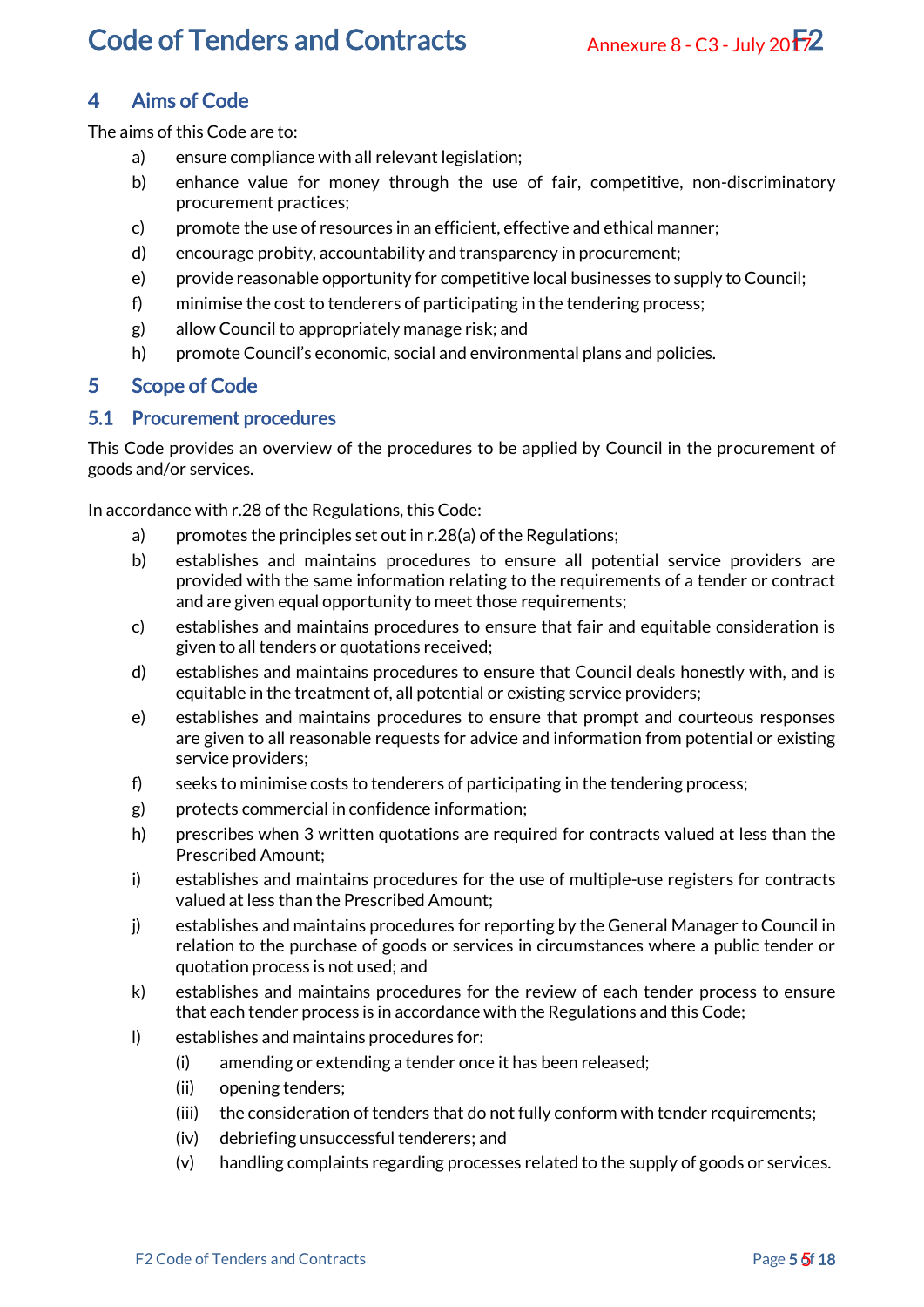## 4 Aims of Code

The aims of this Code are to:

a) ensure compliance with all relevant legislation;
b) enhance value for money through the use of fair, competitive, non-discriminatory procurement practices;
c) promote the use of resources in an efficient, effective and ethical manner;
d) encourage probity, accountability and transparency in procurement;
e) provide reasonable opportunity for competitive local businesses to supply to Council;
f) minimise the cost to tenderers of participating in the tendering process;
g) allow Council to appropriately manage risk; and
h) promote Council's economic, social and environmental plans and policies.

## 5 Scope of Code

### 5.1 Procurement procedures

This Code provides an overview of the procedures to be applied by Council in the procurement of goods and/or services.

In accordance with r.28 of the Regulations, this Code:

a) promotes the principles set out in r.28(a) of the Regulations;
b) establishes and maintains procedures to ensure all potential service providers are provided with the same information relating to the requirements of a tender or contract and are given equal opportunity to meet those requirements;
c) establishes and maintains procedures to ensure that fair and equitable consideration is given to all tenders or quotations received;
d) establishes and maintains procedures to ensure that Council deals honestly with, and is equitable in the treatment of, all potential or existing service providers;
e) establishes and maintains procedures to ensure that prompt and courteous responses are given to all reasonable requests for advice and information from potential or existing service providers;
f) seeks to minimise costs to tenderers of participating in the tendering process;
g) protects commercial in confidence information;
h) prescribes when 3 written quotations are required for contracts valued at less than the Prescribed Amount;
i) establishes and maintains procedures for the use of multiple-use registers for contracts valued at less than the Prescribed Amount;
j) establishes and maintains procedures for reporting by the General Manager to Council in relation to the purchase of goods or services in circumstances where a public tender or quotation process is not used; and
k) establishes and maintains procedures for the review of each tender process to ensure that each tender process is in accordance with the Regulations and this Code;
l) establishes and maintains procedures for:
   (i) amending or extending a tender once it has been released;
   (ii) opening tenders;
   (iii) the consideration of tenders that do not fully conform with tender requirements;
   (iv) debriefing unsuccessful tenderers; and
   (v) handling complaints regarding processes related to the supply of goods or services.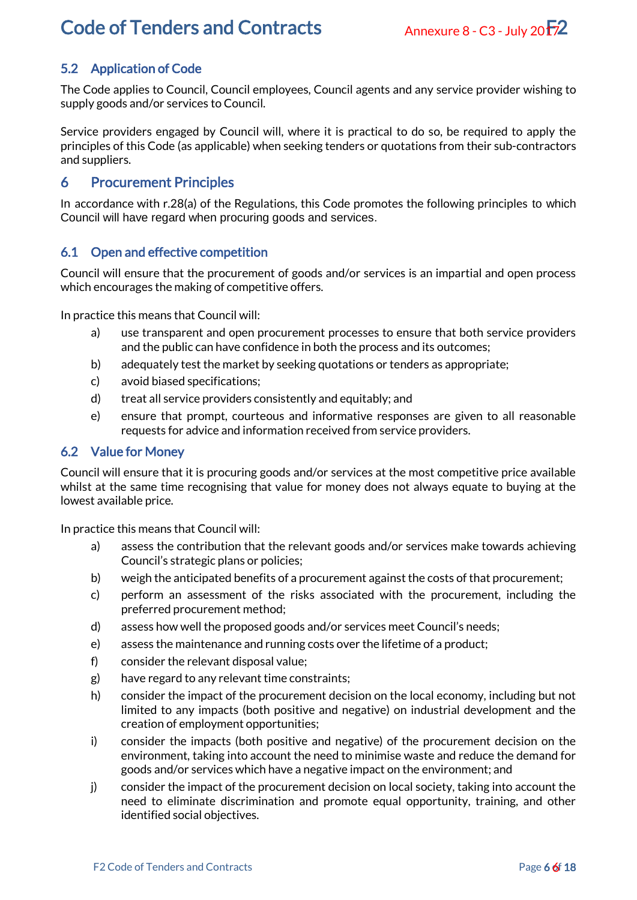### 5.2 Application of Code

The Code applies to Council, Council employees, Council agents and any service provider wishing to supply goods and/or services to Council.

Service providers engaged by Council will, where it is practical to do so, be required to apply the principles of this Code (as applicable) when seeking tenders or quotations from their sub-contractors and suppliers.

## 6 Procurement Principles

In accordance with r.28(a) of the Regulations, this Code promotes the following principles to which Council will have regard when procuring goods and services.

### 6.1 Open and effective competition

Council will ensure that the procurement of goods and/or services is an impartial and open process which encourages the making of competitive offers.

In practice this means that Council will:

a) use transparent and open procurement processes to ensure that both service providers and the public can have confidence in both the process and its outcomes;

b) adequately test the market by seeking quotations or tenders as appropriate;

c) avoid biased specifications;

d) treat all service providers consistently and equitably; and

e) ensure that prompt, courteous and informative responses are given to all reasonable requests for advice and information received from service providers.

### 6.2 Value for Money

Council will ensure that it is procuring goods and/or services at the most competitive price available whilst at the same time recognising that value for money does not always equate to buying at the lowest available price.

In practice this means that Council will:

a) assess the contribution that the relevant goods and/or services make towards achieving Council's strategic plans or policies;

b) weigh the anticipated benefits of a procurement against the costs of that procurement;

c) perform an assessment of the risks associated with the procurement, including the preferred procurement method;

d) assess how well the proposed goods and/or services meet Council's needs;

e) assess the maintenance and running costs over the lifetime of a product;

f) consider the relevant disposal value;

g) have regard to any relevant time constraints;

h) consider the impact of the procurement decision on the local economy, including but not limited to any impacts (both positive and negative) on industrial development and the creation of employment opportunities;

i) consider the impacts (both positive and negative) of the procurement decision on the environment, taking into account the need to minimise waste and reduce the demand for goods and/or services which have a negative impact on the environment; and

j) consider the impact of the procurement decision on local society, taking into account the need to eliminate discrimination and promote equal opportunity, training, and other identified social objectives.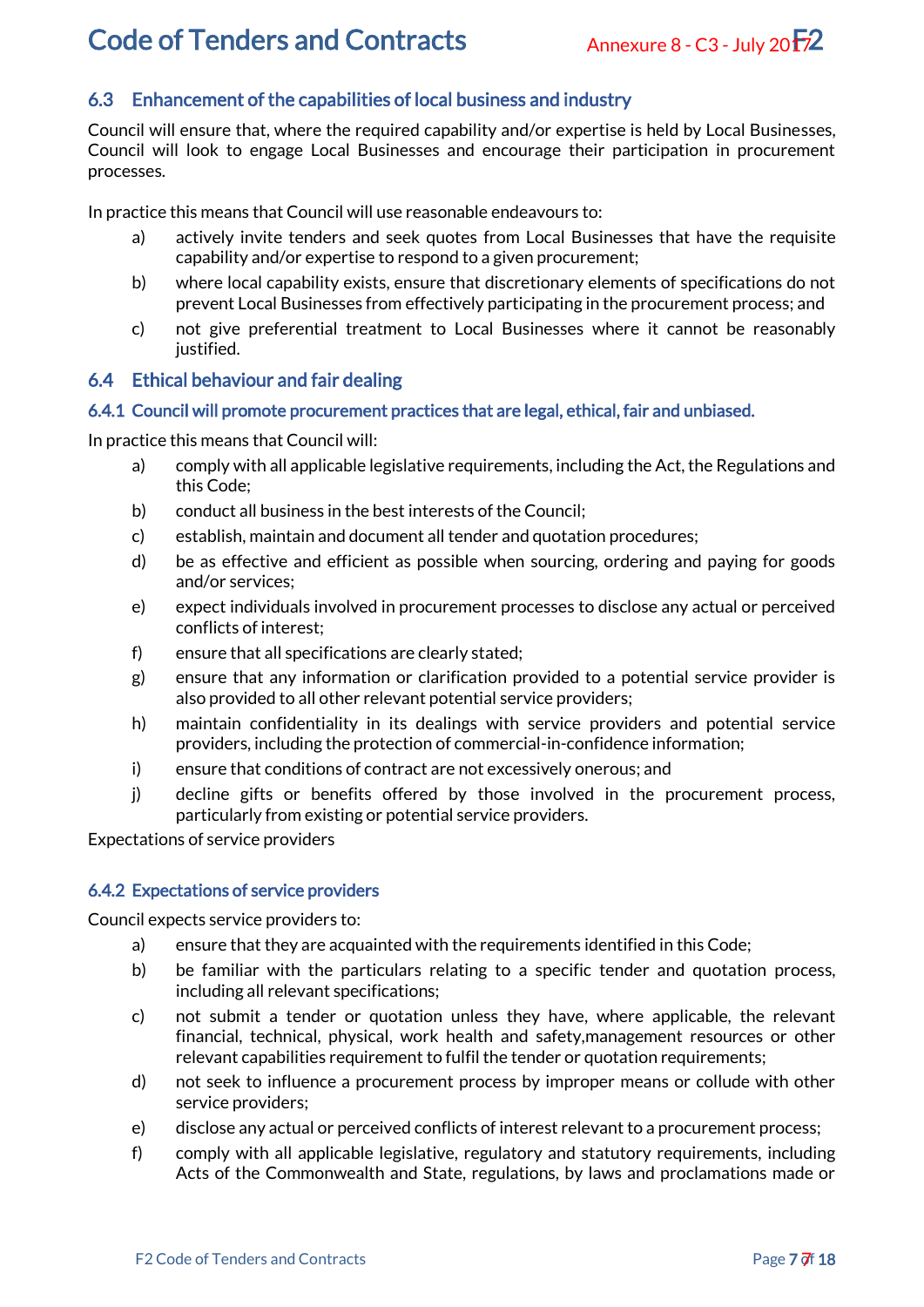## 6.3 Enhancement of the capabilities of local business and industry

Council will ensure that, where the required capability and/or expertise is held by Local Businesses, Council will look to engage Local Businesses and encourage their participation in procurement processes.

In practice this means that Council will use reasonable endeavours to:

a) actively invite tenders and seek quotes from Local Businesses that have the requisite capability and/or expertise to respond to a given procurement;

b) where local capability exists, ensure that discretionary elements of specifications do not prevent Local Businesses from effectively participating in the procurement process; and

c) not give preferential treatment to Local Businesses where it cannot be reasonably justified.

## 6.4 Ethical behaviour and fair dealing

### 6.4.1 Council will promote procurement practices that are legal, ethical, fair and unbiased.

In practice this means that Council will:

a) comply with all applicable legislative requirements, including the Act, the Regulations and this Code;

b) conduct all business in the best interests of the Council;

c) establish, maintain and document all tender and quotation procedures;

d) be as effective and efficient as possible when sourcing, ordering and paying for goods and/or services;

e) expect individuals involved in procurement processes to disclose any actual or perceived conflicts of interest;

f) ensure that all specifications are clearly stated;

g) ensure that any information or clarification provided to a potential service provider is also provided to all other relevant potential service providers;

h) maintain confidentiality in its dealings with service providers and potential service providers, including the protection of commercial-in-confidence information;

i) ensure that conditions of contract are not excessively onerous; and

j) decline gifts or benefits offered by those involved in the procurement process, particularly from existing or potential service providers.

Expectations of service providers

### 6.4.2 Expectations of service providers

Council expects service providers to:

a) ensure that they are acquainted with the requirements identified in this Code;

b) be familiar with the particulars relating to a specific tender and quotation process, including all relevant specifications;

c) not submit a tender or quotation unless they have, where applicable, the relevant financial, technical, physical, work health and safety,management resources or other relevant capabilities requirement to fulfil the tender or quotation requirements;

d) not seek to influence a procurement process by improper means or collude with other service providers;

e) disclose any actual or perceived conflicts of interest relevant to a procurement process;

f) comply with all applicable legislative, regulatory and statutory requirements, including Acts of the Commonwealth and State, regulations, by laws and proclamations made or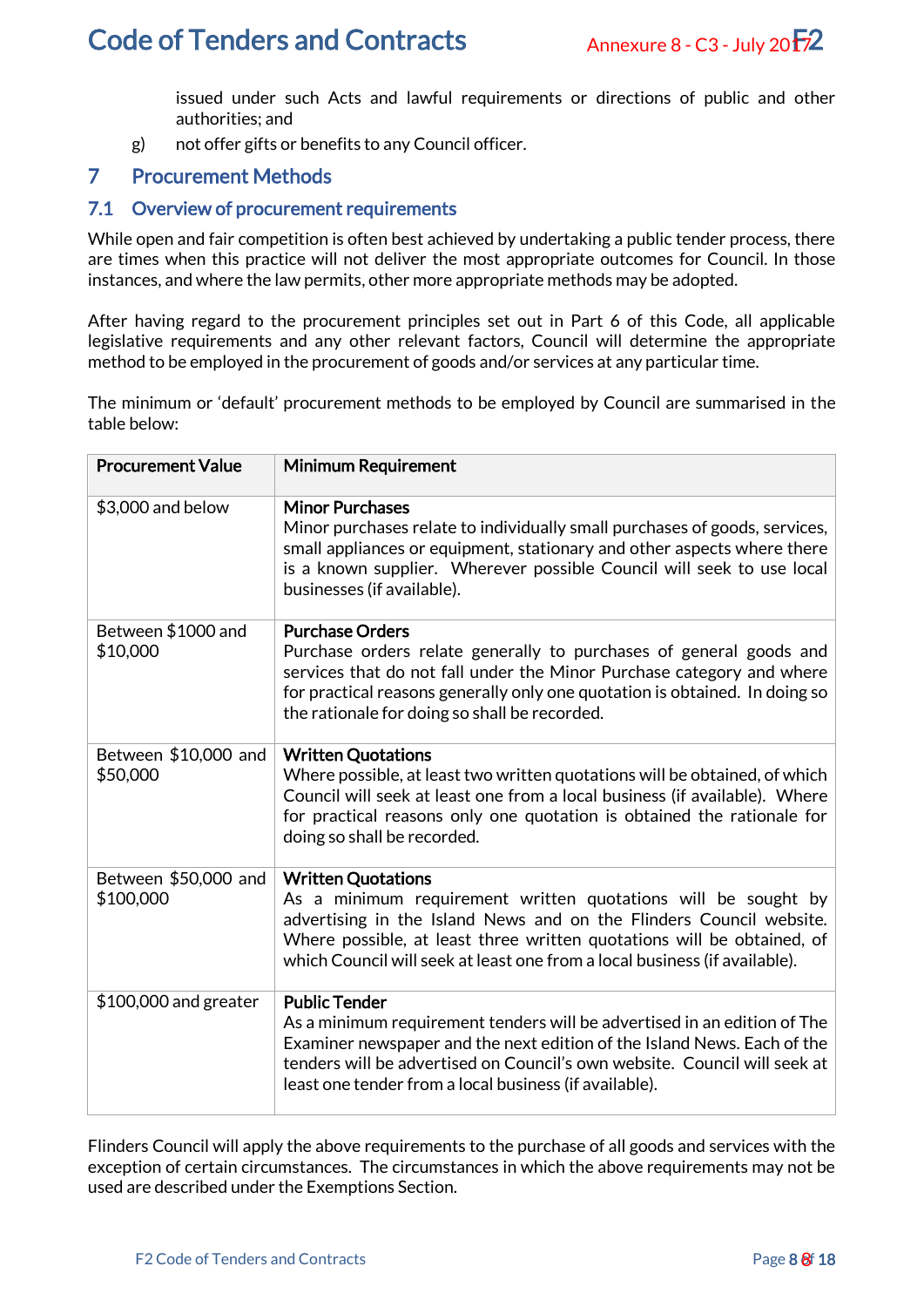issued under such Acts and lawful requirements or directions of public and other authorities; and

g) not offer gifts or benefits to any Council officer.

# 7 Procurement Methods

## 7.1 Overview of procurement requirements

While open and fair competition is often best achieved by undertaking a public tender process, there are times when this practice will not deliver the most appropriate outcomes for Council. In those instances, and where the law permits, other more appropriate methods may be adopted.

After having regard to the procurement principles set out in Part 6 of this Code, all applicable legislative requirements and any other relevant factors, Council will determine the appropriate method to be employed in the procurement of goods and/or services at any particular time.

The minimum or 'default' procurement methods to be employed by Council are summarised in the table below:

| Procurement Value | Minimum Requirement |
|---|---|
| $3,000 and below | **Minor Purchases** Minor purchases relate to individually small purchases of goods, services, small appliances or equipment, stationary and other aspects where there is a known supplier. Wherever possible Council will seek to use local businesses (if available). |
| Between $1000 and $10,000 | **Purchase Orders** Purchase orders relate generally to purchases of general goods and services that do not fall under the Minor Purchase category and where for practical reasons generally only one quotation is obtained. In doing so the rationale for doing so shall be recorded. |
| Between $10,000 and $50,000 | **Written Quotations** Where possible, at least two written quotations will be obtained, of which Council will seek at least one from a local business (if available). Where for practical reasons only one quotation is obtained the rationale for doing so shall be recorded. |
| Between $50,000 and $100,000 | **Written Quotations** As a minimum requirement written quotations will be sought by advertising in the Island News and on the Flinders Council website. Where possible, at least three written quotations will be obtained, of which Council will seek at least one from a local business (if available). |
| $100,000 and greater | **Public Tender** As a minimum requirement tenders will be advertised in an edition of The Examiner newspaper and the next edition of the Island News. Each of the tenders will be advertised on Council's own website. Council will seek at least one tender from a local business (if available). |

Flinders Council will apply the above requirements to the purchase of all goods and services with the exception of certain circumstances. The circumstances in which the above requirements may not be used are described under the Exemptions Section.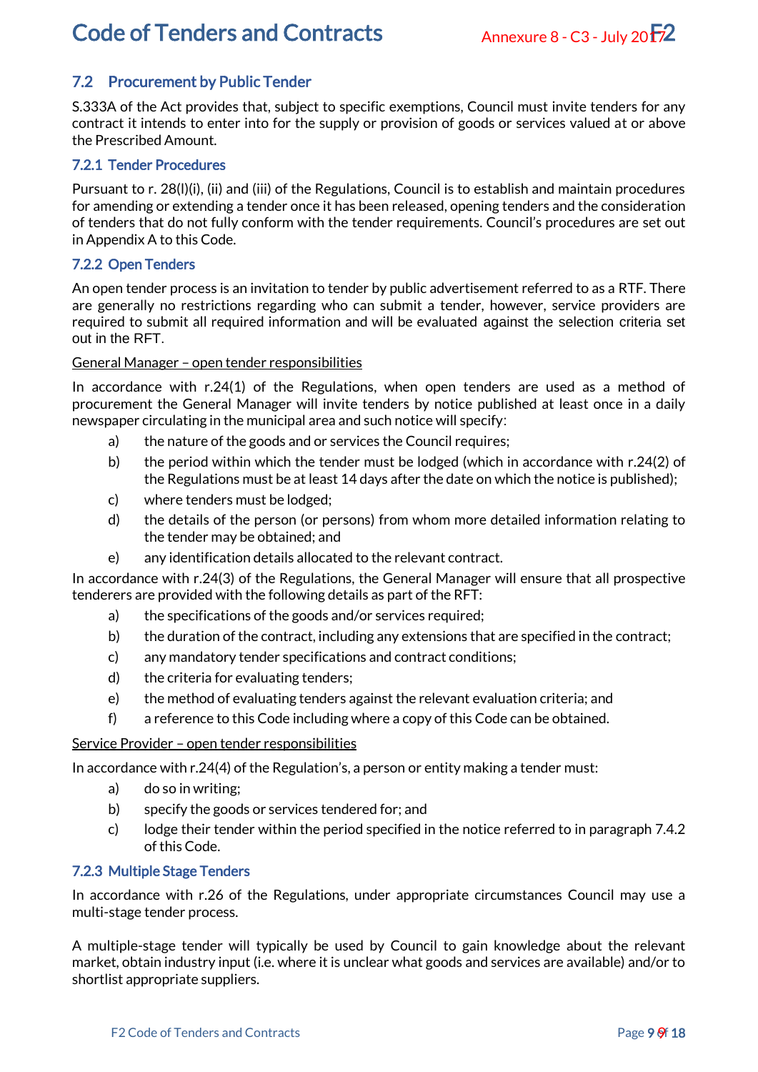## 7.2 Procurement by Public Tender

S.333A of the Act provides that, subject to specific exemptions, Council must invite tenders for any contract it intends to enter into for the supply or provision of goods or services valued at or above the Prescribed Amount.

### 7.2.1 Tender Procedures

Pursuant to r. 28(l)(i), (ii) and (iii) of the Regulations, Council is to establish and maintain procedures for amending or extending a tender once it has been released, opening tenders and the consideration of tenders that do not fully conform with the tender requirements. Council's procedures are set out in Appendix A to this Code.

### 7.2.2 Open Tenders

An open tender process is an invitation to tender by public advertisement referred to as a RTF. There are generally no restrictions regarding who can submit a tender, however, service providers are required to submit all required information and will be evaluated against the selection criteria set out in the RFT.

<u>General Manager – open tender responsibilities</u>

In accordance with r.24(1) of the Regulations, when open tenders are used as a method of procurement the General Manager will invite tenders by notice published at least once in a daily newspaper circulating in the municipal area and such notice will specify:

a) the nature of the goods and or services the Council requires;
b) the period within which the tender must be lodged (which in accordance with r.24(2) of the Regulations must be at least 14 days after the date on which the notice is published);
c) where tenders must be lodged;
d) the details of the person (or persons) from whom more detailed information relating to the tender may be obtained; and
e) any identification details allocated to the relevant contract.

In accordance with r.24(3) of the Regulations, the General Manager will ensure that all prospective tenderers are provided with the following details as part of the RFT:

a) the specifications of the goods and/or services required;
b) the duration of the contract, including any extensions that are specified in the contract;
c) any mandatory tender specifications and contract conditions;
d) the criteria for evaluating tenders;
e) the method of evaluating tenders against the relevant evaluation criteria; and
f) a reference to this Code including where a copy of this Code can be obtained.

<u>Service Provider – open tender responsibilities</u>

In accordance with r.24(4) of the Regulation's, a person or entity making a tender must:

a) do so in writing;
b) specify the goods or services tendered for; and
c) lodge their tender within the period specified in the notice referred to in paragraph 7.4.2 of this Code.

### 7.2.3 Multiple Stage Tenders

In accordance with r.26 of the Regulations, under appropriate circumstances Council may use a multi-stage tender process.

A multiple-stage tender will typically be used by Council to gain knowledge about the relevant market, obtain industry input (i.e. where it is unclear what goods and services are available) and/or to shortlist appropriate suppliers.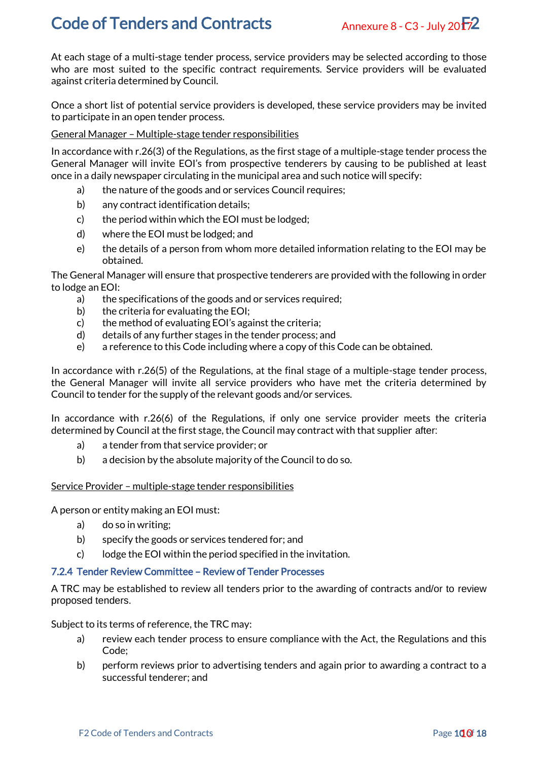At each stage of a multi-stage tender process, service providers may be selected according to those who are most suited to the specific contract requirements. Service providers will be evaluated against criteria determined by Council.

Once a short list of potential service providers is developed, these service providers may be invited to participate in an open tender process.

<u>General Manager – Multiple-stage tender responsibilities</u>

In accordance with r.26(3) of the Regulations, as the first stage of a multiple-stage tender process the General Manager will invite EOI's from prospective tenderers by causing to be published at least once in a daily newspaper circulating in the municipal area and such notice will specify:

a) the nature of the goods and or services Council requires;
b) any contract identification details;
c) the period within which the EOI must be lodged;
d) where the EOI must be lodged; and
e) the details of a person from whom more detailed information relating to the EOI may be obtained.

The General Manager will ensure that prospective tenderers are provided with the following in order to lodge an EOI:

a) the specifications of the goods and or services required;
b) the criteria for evaluating the EOI;
c) the method of evaluating EOI's against the criteria;
d) details of any further stages in the tender process; and
e) a reference to this Code including where a copy of this Code can be obtained.

In accordance with r.26(5) of the Regulations, at the final stage of a multiple-stage tender process, the General Manager will invite all service providers who have met the criteria determined by Council to tender for the supply of the relevant goods and/or services.

In accordance with r.26(6) of the Regulations, if only one service provider meets the criteria determined by Council at the first stage, the Council may contract with that supplier after:

a) a tender from that service provider; or
b) a decision by the absolute majority of the Council to do so.

<u>Service Provider – multiple-stage tender responsibilities</u>

A person or entity making an EOI must:

a) do so in writing;
b) specify the goods or services tendered for; and
c) lodge the EOI within the period specified in the invitation.

### 7.2.4 Tender Review Committee – Review of Tender Processes

A TRC may be established to review all tenders prior to the awarding of contracts and/or to review proposed tenders.

Subject to its terms of reference, the TRC may:

a) review each tender process to ensure compliance with the Act, the Regulations and this Code;
b) perform reviews prior to advertising tenders and again prior to awarding a contract to a successful tenderer; and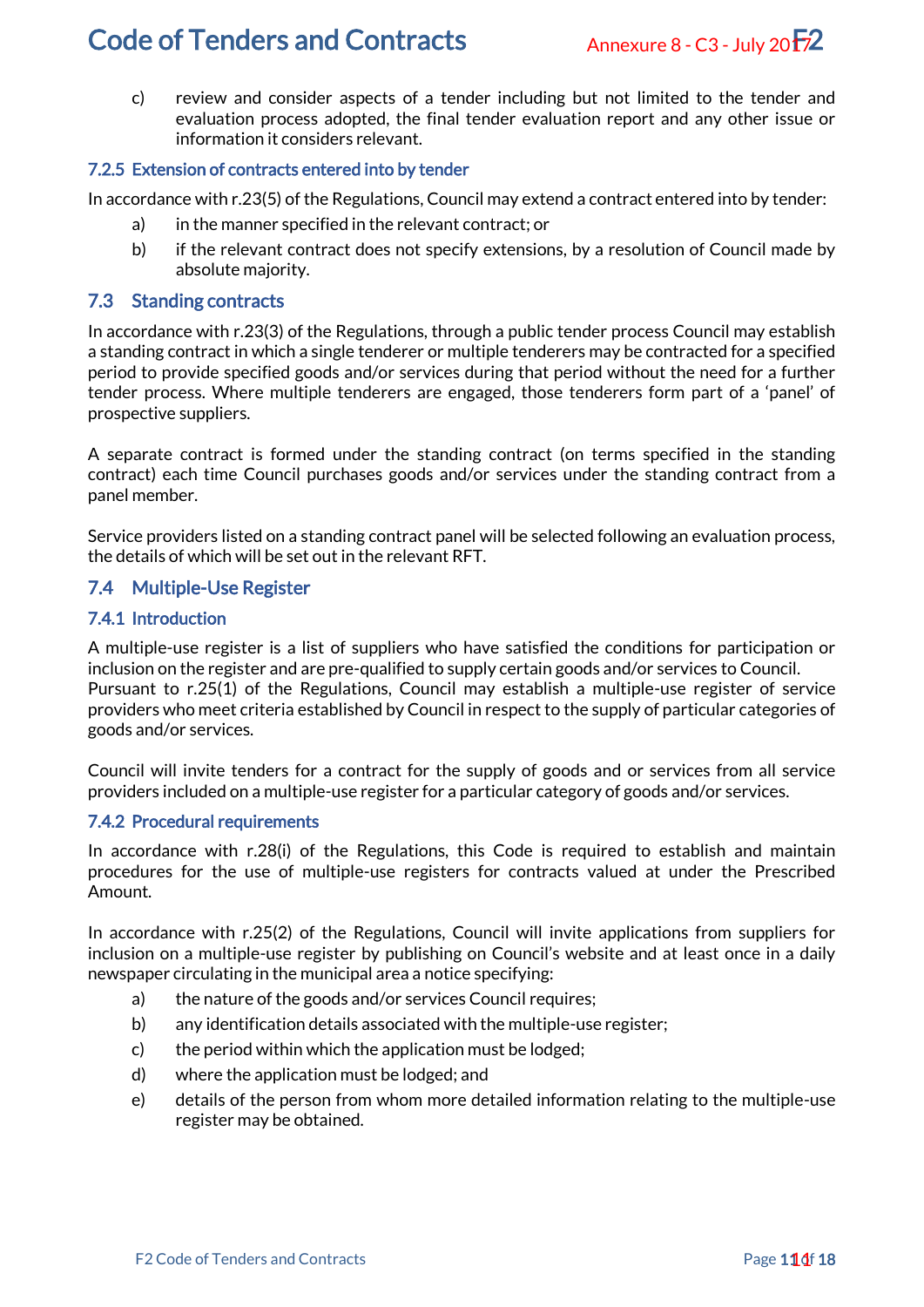c) review and consider aspects of a tender including but not limited to the tender and evaluation process adopted, the final tender evaluation report and any other issue or information it considers relevant.

### 7.2.5 Extension of contracts entered into by tender

In accordance with r.23(5) of the Regulations, Council may extend a contract entered into by tender:

a) in the manner specified in the relevant contract; or

b) if the relevant contract does not specify extensions, by a resolution of Council made by absolute majority.

## 7.3 Standing contracts

In accordance with r.23(3) of the Regulations, through a public tender process Council may establish a standing contract in which a single tenderer or multiple tenderers may be contracted for a specified period to provide specified goods and/or services during that period without the need for a further tender process. Where multiple tenderers are engaged, those tenderers form part of a 'panel' of prospective suppliers.

A separate contract is formed under the standing contract (on terms specified in the standing contract) each time Council purchases goods and/or services under the standing contract from a panel member.

Service providers listed on a standing contract panel will be selected following an evaluation process, the details of which will be set out in the relevant RFT.

## 7.4 Multiple-Use Register

### 7.4.1 Introduction

A multiple-use register is a list of suppliers who have satisfied the conditions for participation or inclusion on the register and are pre-qualified to supply certain goods and/or services to Council. Pursuant to r.25(1) of the Regulations, Council may establish a multiple-use register of service providers who meet criteria established by Council in respect to the supply of particular categories of goods and/or services.

Council will invite tenders for a contract for the supply of goods and or services from all service providers included on a multiple-use register for a particular category of goods and/or services.

### 7.4.2 Procedural requirements

In accordance with r.28(i) of the Regulations, this Code is required to establish and maintain procedures for the use of multiple-use registers for contracts valued at under the Prescribed Amount.

In accordance with r.25(2) of the Regulations, Council will invite applications from suppliers for inclusion on a multiple-use register by publishing on Council's website and at least once in a daily newspaper circulating in the municipal area a notice specifying:

a) the nature of the goods and/or services Council requires;

b) any identification details associated with the multiple-use register;

c) the period within which the application must be lodged;

d) where the application must be lodged; and

e) details of the person from whom more detailed information relating to the multiple-use register may be obtained.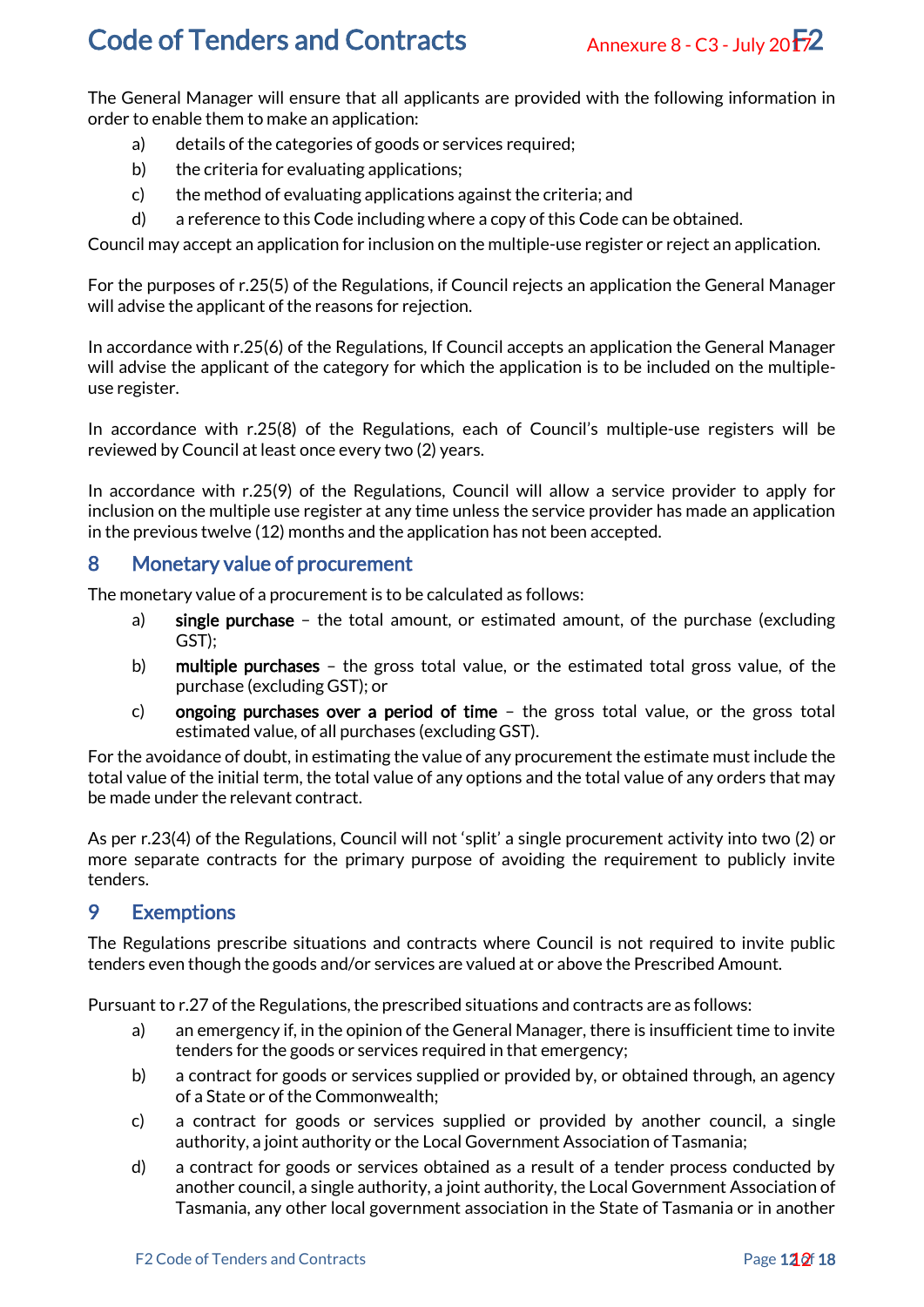The General Manager will ensure that all applicants are provided with the following information in order to enable them to make an application:

a) details of the categories of goods or services required;
b) the criteria for evaluating applications;
c) the method of evaluating applications against the criteria; and
d) a reference to this Code including where a copy of this Code can be obtained.

Council may accept an application for inclusion on the multiple-use register or reject an application.

For the purposes of r.25(5) of the Regulations, if Council rejects an application the General Manager will advise the applicant of the reasons for rejection.

In accordance with r.25(6) of the Regulations, If Council accepts an application the General Manager will advise the applicant of the category for which the application is to be included on the multiple-use register.

In accordance with r.25(8) of the Regulations, each of Council's multiple-use registers will be reviewed by Council at least once every two (2) years.

In accordance with r.25(9) of the Regulations, Council will allow a service provider to apply for inclusion on the multiple use register at any time unless the service provider has made an application in the previous twelve (12) months and the application has not been accepted.

## 8 Monetary value of procurement

The monetary value of a procurement is to be calculated as follows:

a) **single purchase** – the total amount, or estimated amount, of the purchase (excluding GST);
b) **multiple purchases** – the gross total value, or the estimated total gross value, of the purchase (excluding GST); or
c) **ongoing purchases over a period of time** – the gross total value, or the gross total estimated value, of all purchases (excluding GST).

For the avoidance of doubt, in estimating the value of any procurement the estimate must include the total value of the initial term, the total value of any options and the total value of any orders that may be made under the relevant contract.

As per r.23(4) of the Regulations, Council will not 'split' a single procurement activity into two (2) or more separate contracts for the primary purpose of avoiding the requirement to publicly invite tenders.

## 9 Exemptions

The Regulations prescribe situations and contracts where Council is not required to invite public tenders even though the goods and/or services are valued at or above the Prescribed Amount.

Pursuant to r.27 of the Regulations, the prescribed situations and contracts are as follows:

a) an emergency if, in the opinion of the General Manager, there is insufficient time to invite tenders for the goods or services required in that emergency;
b) a contract for goods or services supplied or provided by, or obtained through, an agency of a State or of the Commonwealth;
c) a contract for goods or services supplied or provided by another council, a single authority, a joint authority or the Local Government Association of Tasmania;
d) a contract for goods or services obtained as a result of a tender process conducted by another council, a single authority, a joint authority, the Local Government Association of Tasmania, any other local government association in the State of Tasmania or in another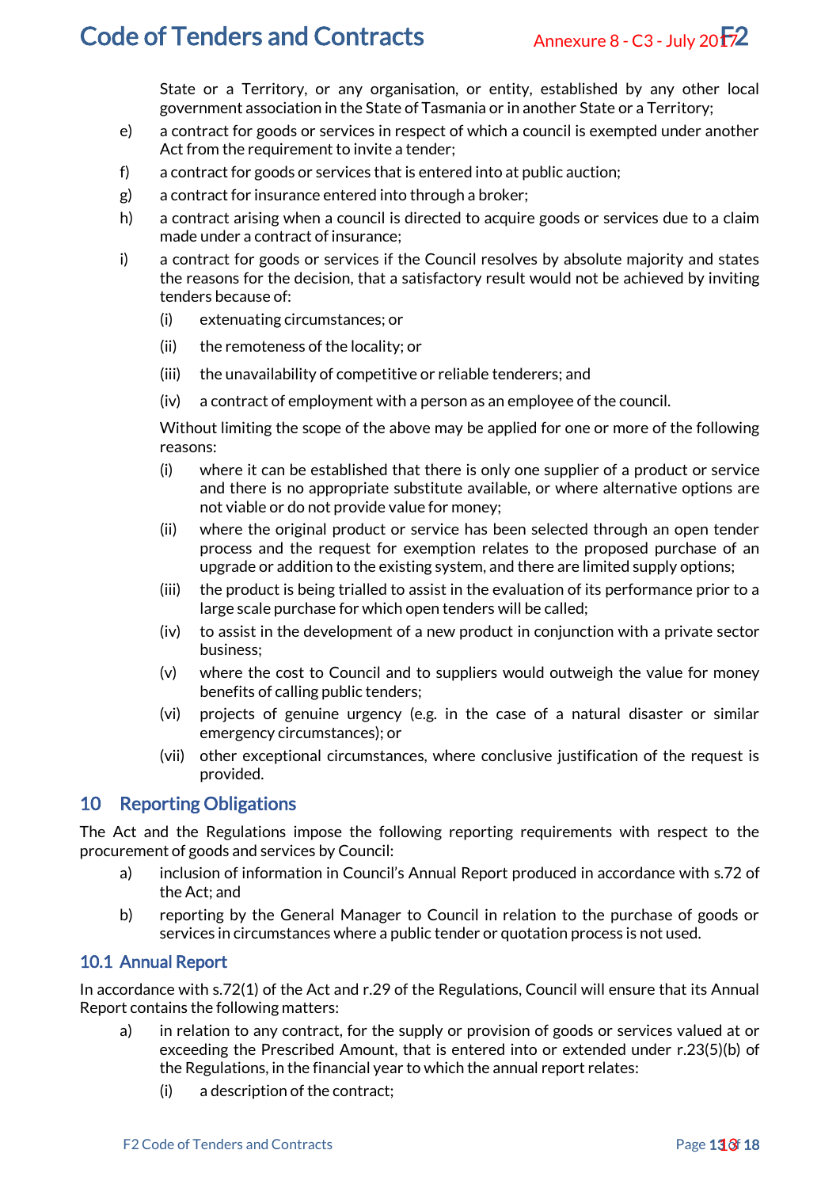State or a Territory, or any organisation, or entity, established by any other local government association in the State of Tasmania or in another State or a Territory;

e) a contract for goods or services in respect of which a council is exempted under another Act from the requirement to invite a tender;

f) a contract for goods or services that is entered into at public auction;

g) a contract for insurance entered into through a broker;

h) a contract arising when a council is directed to acquire goods or services due to a claim made under a contract of insurance;

i) a contract for goods or services if the Council resolves by absolute majority and states the reasons for the decision, that a satisfactory result would not be achieved by inviting tenders because of:

   (i) extenuating circumstances; or

   (ii) the remoteness of the locality; or

   (iii) the unavailability of competitive or reliable tenderers; and

   (iv) a contract of employment with a person as an employee of the council.

   Without limiting the scope of the above may be applied for one or more of the following reasons:

   (i) where it can be established that there is only one supplier of a product or service and there is no appropriate substitute available, or where alternative options are not viable or do not provide value for money;

   (ii) where the original product or service has been selected through an open tender process and the request for exemption relates to the proposed purchase of an upgrade or addition to the existing system, and there are limited supply options;

   (iii) the product is being trialled to assist in the evaluation of its performance prior to a large scale purchase for which open tenders will be called;

   (iv) to assist in the development of a new product in conjunction with a private sector business;

   (v) where the cost to Council and to suppliers would outweigh the value for money benefits of calling public tenders;

   (vi) projects of genuine urgency (e.g. in the case of a natural disaster or similar emergency circumstances); or

   (vii) other exceptional circumstances, where conclusive justification of the request is provided.

## 10 Reporting Obligations

The Act and the Regulations impose the following reporting requirements with respect to the procurement of goods and services by Council:

a) inclusion of information in Council's Annual Report produced in accordance with s.72 of the Act; and

b) reporting by the General Manager to Council in relation to the purchase of goods or services in circumstances where a public tender or quotation process is not used.

### 10.1 Annual Report

In accordance with s.72(1) of the Act and r.29 of the Regulations, Council will ensure that its Annual Report contains the following matters:

a) in relation to any contract, for the supply or provision of goods or services valued at or exceeding the Prescribed Amount, that is entered into or extended under r.23(5)(b) of the Regulations, in the financial year to which the annual report relates:

   (i) a description of the contract;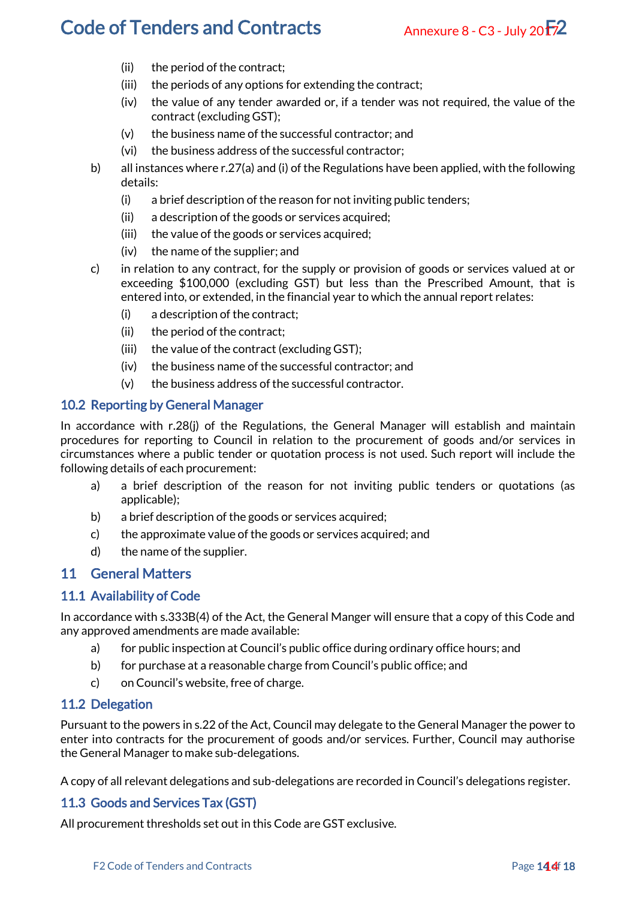- (ii) the period of the contract;
- (iii) the periods of any options for extending the contract;
- (iv) the value of any tender awarded or, if a tender was not required, the value of the contract (excluding GST);
- (v) the business name of the successful contractor; and
- (vi) the business address of the successful contractor;

b) all instances where r.27(a) and (i) of the Regulations have been applied, with the following details:

- (i) a brief description of the reason for not inviting public tenders;
- (ii) a description of the goods or services acquired;
- (iii) the value of the goods or services acquired;
- (iv) the name of the supplier; and

c) in relation to any contract, for the supply or provision of goods or services valued at or exceeding $100,000 (excluding GST) but less than the Prescribed Amount, that is entered into, or extended, in the financial year to which the annual report relates:

- (i) a description of the contract;
- (ii) the period of the contract;
- (iii) the value of the contract (excluding GST);
- (iv) the business name of the successful contractor; and
- (v) the business address of the successful contractor.

### 10.2 Reporting by General Manager

In accordance with r.28(j) of the Regulations, the General Manager will establish and maintain procedures for reporting to Council in relation to the procurement of goods and/or services in circumstances where a public tender or quotation process is not used. Such report will include the following details of each procurement:

a) a brief description of the reason for not inviting public tenders or quotations (as applicable);

b) a brief description of the goods or services acquired;

c) the approximate value of the goods or services acquired; and

d) the name of the supplier.

## 11 General Matters

### 11.1 Availability of Code

In accordance with s.333B(4) of the Act, the General Manger will ensure that a copy of this Code and any approved amendments are made available:

a) for public inspection at Council's public office during ordinary office hours; and

b) for purchase at a reasonable charge from Council's public office; and

c) on Council's website, free of charge.

### 11.2 Delegation

Pursuant to the powers in s.22 of the Act, Council may delegate to the General Manager the power to enter into contracts for the procurement of goods and/or services. Further, Council may authorise the General Manager to make sub-delegations.

A copy of all relevant delegations and sub-delegations are recorded in Council's delegations register.

### 11.3 Goods and Services Tax (GST)

All procurement thresholds set out in this Code are GST exclusive.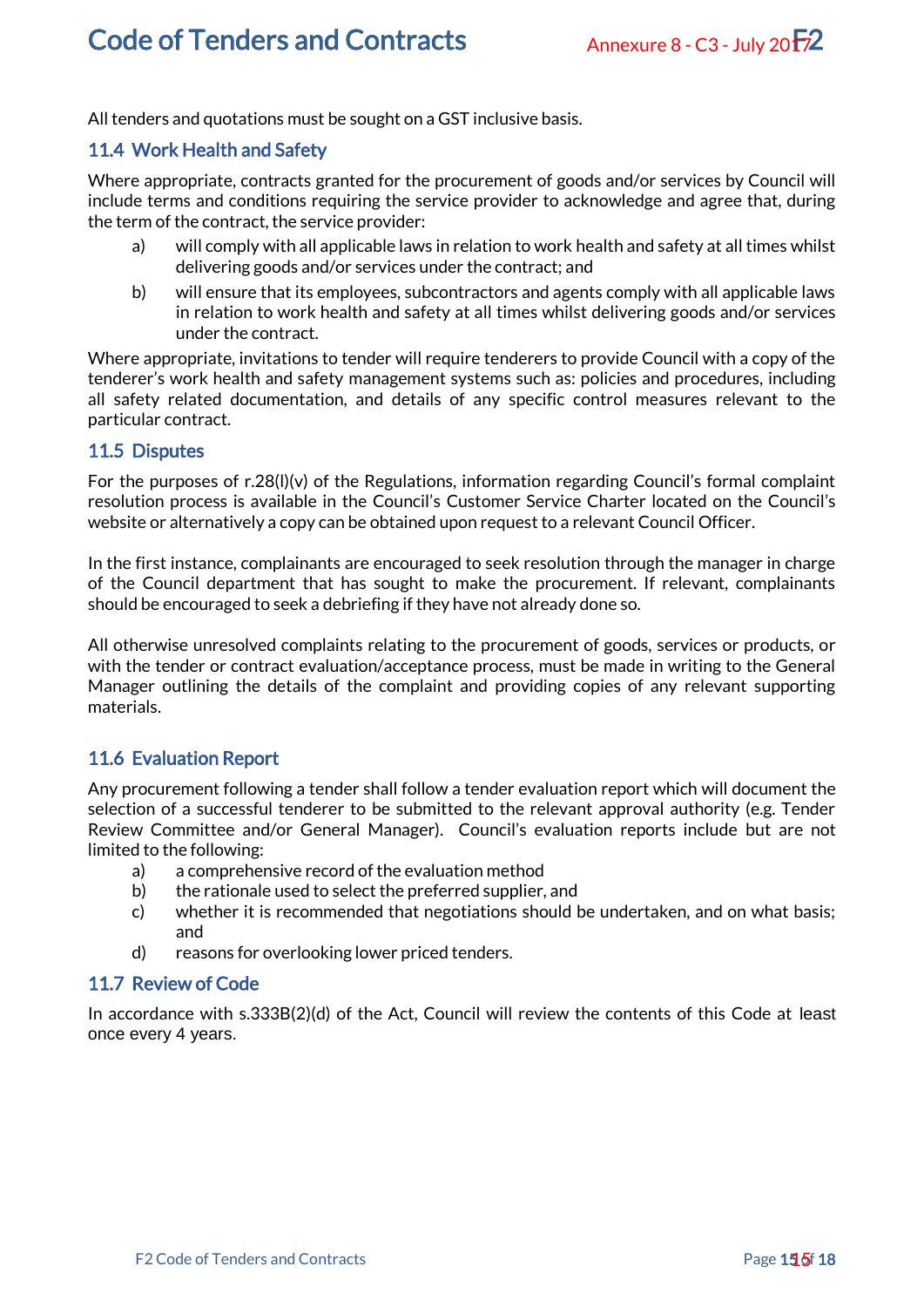All tenders and quotations must be sought on a GST inclusive basis.

### 11.4 Work Health and Safety

Where appropriate, contracts granted for the procurement of goods and/or services by Council will include terms and conditions requiring the service provider to acknowledge and agree that, during the term of the contract, the service provider:

a) will comply with all applicable laws in relation to work health and safety at all times whilst delivering goods and/or services under the contract; and

b) will ensure that its employees, subcontractors and agents comply with all applicable laws in relation to work health and safety at all times whilst delivering goods and/or services under the contract.

Where appropriate, invitations to tender will require tenderers to provide Council with a copy of the tenderer's work health and safety management systems such as: policies and procedures, including all safety related documentation, and details of any specific control measures relevant to the particular contract.

### 11.5 Disputes

For the purposes of r.28(l)(v) of the Regulations, information regarding Council's formal complaint resolution process is available in the Council's Customer Service Charter located on the Council's website or alternatively a copy can be obtained upon request to a relevant Council Officer.

In the first instance, complainants are encouraged to seek resolution through the manager in charge of the Council department that has sought to make the procurement. If relevant, complainants should be encouraged to seek a debriefing if they have not already done so.

All otherwise unresolved complaints relating to the procurement of goods, services or products, or with the tender or contract evaluation/acceptance process, must be made in writing to the General Manager outlining the details of the complaint and providing copies of any relevant supporting materials.

### 11.6 Evaluation Report

Any procurement following a tender shall follow a tender evaluation report which will document the selection of a successful tenderer to be submitted to the relevant approval authority (e.g. Tender Review Committee and/or General Manager). Council's evaluation reports include but are not limited to the following:

a) a comprehensive record of the evaluation method
b) the rationale used to select the preferred supplier, and
c) whether it is recommended that negotiations should be undertaken, and on what basis; and
d) reasons for overlooking lower priced tenders.

### 11.7 Review of Code

In accordance with s.333B(2)(d) of the Act, Council will review the contents of this Code at least once every 4 years.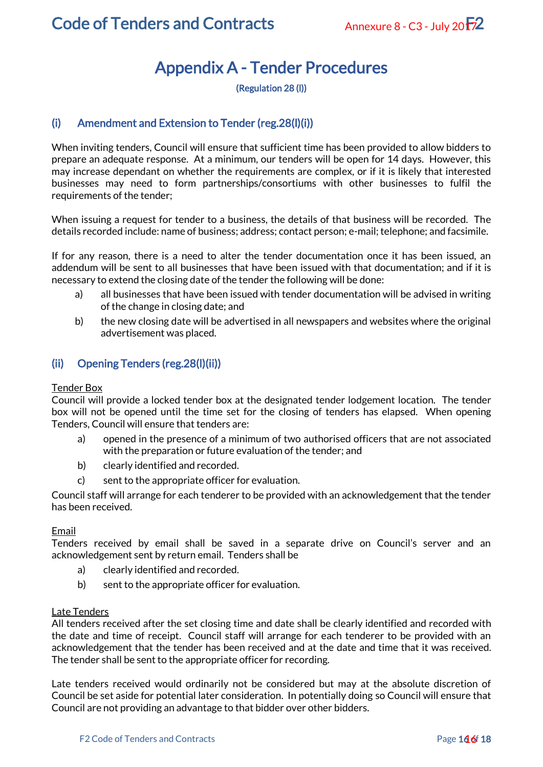# Appendix A - Tender Procedures

(Regulation 28 (l))

## (i) Amendment and Extension to Tender (reg.28(l)(i))

When inviting tenders, Council will ensure that sufficient time has been provided to allow bidders to prepare an adequate response. At a minimum, our tenders will be open for 14 days. However, this may increase dependant on whether the requirements are complex, or if it is likely that interested businesses may need to form partnerships/consortiums with other businesses to fulfil the requirements of the tender;

When issuing a request for tender to a business, the details of that business will be recorded. The details recorded include: name of business; address; contact person; e-mail; telephone; and facsimile.

If for any reason, there is a need to alter the tender documentation once it has been issued, an addendum will be sent to all businesses that have been issued with that documentation; and if it is necessary to extend the closing date of the tender the following will be done:

a) all businesses that have been issued with tender documentation will be advised in writing of the change in closing date; and
b) the new closing date will be advertised in all newspapers and websites where the original advertisement was placed.

## (ii) Opening Tenders (reg.28(l)(ii))

<u>Tender Box</u>
Council will provide a locked tender box at the designated tender lodgement location. The tender box will not be opened until the time set for the closing of tenders has elapsed. When opening Tenders, Council will ensure that tenders are:

a) opened in the presence of a minimum of two authorised officers that are not associated with the preparation or future evaluation of the tender; and
b) clearly identified and recorded.
c) sent to the appropriate officer for evaluation.

Council staff will arrange for each tenderer to be provided with an acknowledgement that the tender has been received.

<u>Email</u>
Tenders received by email shall be saved in a separate drive on Council's server and an acknowledgement sent by return email. Tenders shall be

a) clearly identified and recorded.
b) sent to the appropriate officer for evaluation.

<u>Late Tenders</u>
All tenders received after the set closing time and date shall be clearly identified and recorded with the date and time of receipt. Council staff will arrange for each tenderer to be provided with an acknowledgement that the tender has been received and at the date and time that it was received. The tender shall be sent to the appropriate officer for recording.

Late tenders received would ordinarily not be considered but may at the absolute discretion of Council be set aside for potential later consideration. In potentially doing so Council will ensure that Council are not providing an advantage to that bidder over other bidders.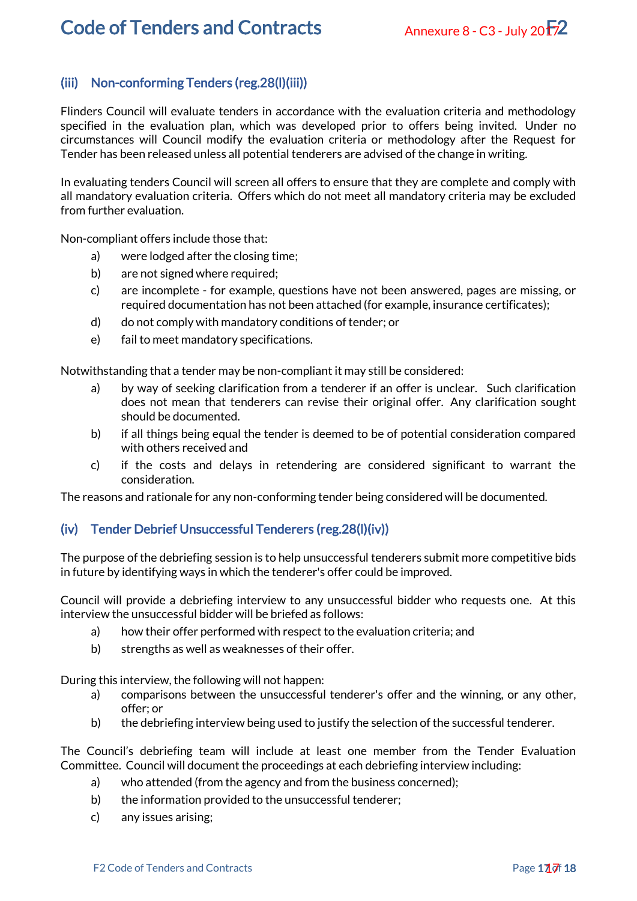### (iii) Non-conforming Tenders (reg.28(l)(iii))

Flinders Council will evaluate tenders in accordance with the evaluation criteria and methodology specified in the evaluation plan, which was developed prior to offers being invited. Under no circumstances will Council modify the evaluation criteria or methodology after the Request for Tender has been released unless all potential tenderers are advised of the change in writing.

In evaluating tenders Council will screen all offers to ensure that they are complete and comply with all mandatory evaluation criteria. Offers which do not meet all mandatory criteria may be excluded from further evaluation.

Non-compliant offers include those that:

a) were lodged after the closing time;
b) are not signed where required;
c) are incomplete - for example, questions have not been answered, pages are missing, or required documentation has not been attached (for example, insurance certificates);
d) do not comply with mandatory conditions of tender; or
e) fail to meet mandatory specifications.

Notwithstanding that a tender may be non-compliant it may still be considered:

a) by way of seeking clarification from a tenderer if an offer is unclear. Such clarification does not mean that tenderers can revise their original offer. Any clarification sought should be documented.
b) if all things being equal the tender is deemed to be of potential consideration compared with others received and
c) if the costs and delays in retendering are considered significant to warrant the consideration.

The reasons and rationale for any non-conforming tender being considered will be documented.

### (iv) Tender Debrief Unsuccessful Tenderers (reg.28(l)(iv))

The purpose of the debriefing session is to help unsuccessful tenderers submit more competitive bids in future by identifying ways in which the tenderer's offer could be improved.

Council will provide a debriefing interview to any unsuccessful bidder who requests one. At this interview the unsuccessful bidder will be briefed as follows:

a) how their offer performed with respect to the evaluation criteria; and
b) strengths as well as weaknesses of their offer.

During this interview, the following will not happen:

a) comparisons between the unsuccessful tenderer's offer and the winning, or any other, offer; or
b) the debriefing interview being used to justify the selection of the successful tenderer.

The Council's debriefing team will include at least one member from the Tender Evaluation Committee. Council will document the proceedings at each debriefing interview including:

a) who attended (from the agency and from the business concerned);
b) the information provided to the unsuccessful tenderer;
c) any issues arising;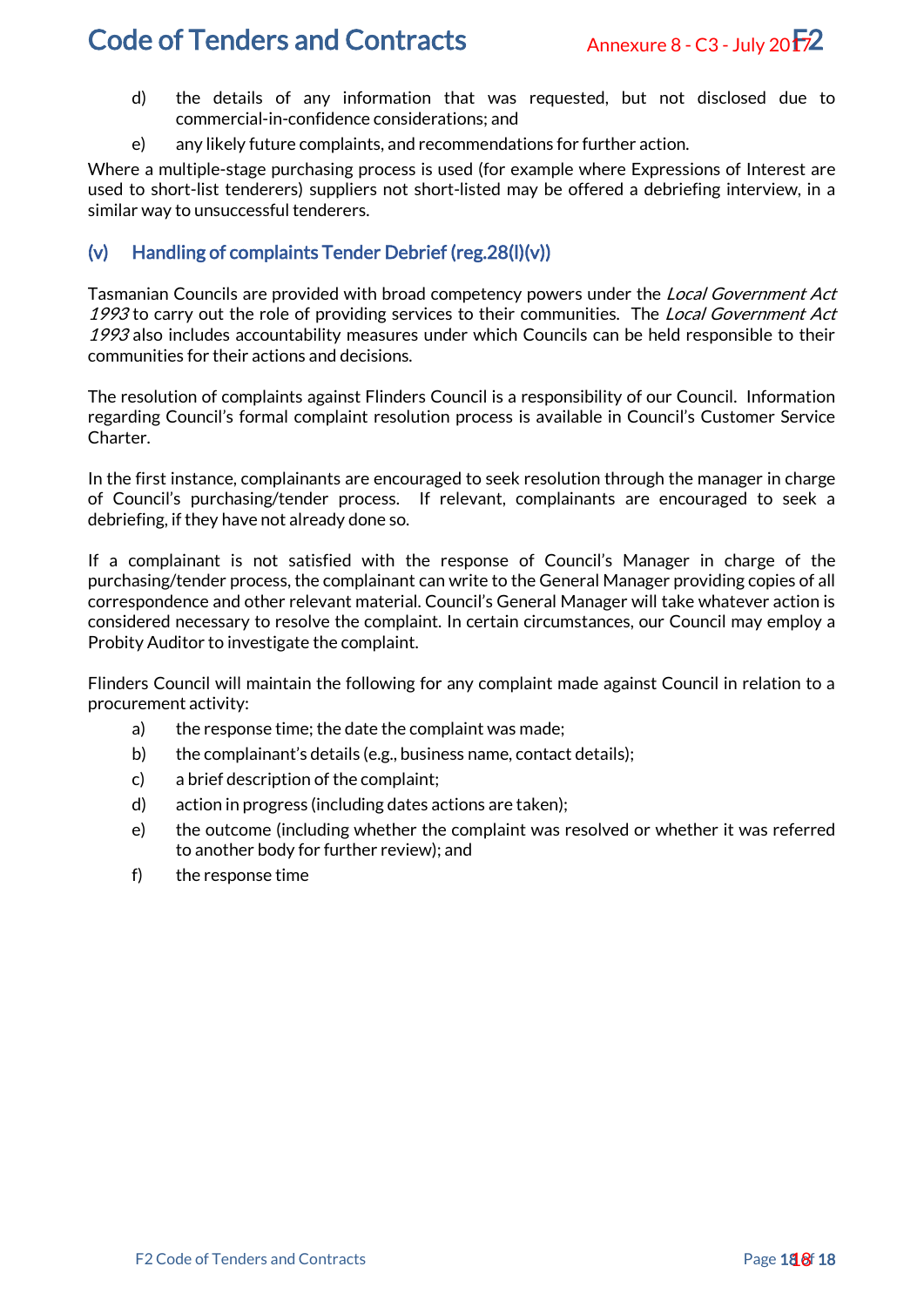d) the details of any information that was requested, but not disclosed due to commercial-in-confidence considerations; and

e) any likely future complaints, and recommendations for further action.

Where a multiple-stage purchasing process is used (for example where Expressions of Interest are used to short-list tenderers) suppliers not short-listed may be offered a debriefing interview, in a similar way to unsuccessful tenderers.

## (v) Handling of complaints Tender Debrief (reg.28(l)(v))

Tasmanian Councils are provided with broad competency powers under the *Local Government Act 1993* to carry out the role of providing services to their communities. The *Local Government Act 1993* also includes accountability measures under which Councils can be held responsible to their communities for their actions and decisions.

The resolution of complaints against Flinders Council is a responsibility of our Council. Information regarding Council's formal complaint resolution process is available in Council's Customer Service Charter.

In the first instance, complainants are encouraged to seek resolution through the manager in charge of Council's purchasing/tender process. If relevant, complainants are encouraged to seek a debriefing, if they have not already done so.

If a complainant is not satisfied with the response of Council's Manager in charge of the purchasing/tender process, the complainant can write to the General Manager providing copies of all correspondence and other relevant material. Council's General Manager will take whatever action is considered necessary to resolve the complaint. In certain circumstances, our Council may employ a Probity Auditor to investigate the complaint.

Flinders Council will maintain the following for any complaint made against Council in relation to a procurement activity:

a) the response time; the date the complaint was made;

b) the complainant's details (e.g., business name, contact details);

c) a brief description of the complaint;

d) action in progress (including dates actions are taken);

e) the outcome (including whether the complaint was resolved or whether it was referred to another body for further review); and

f) the response time